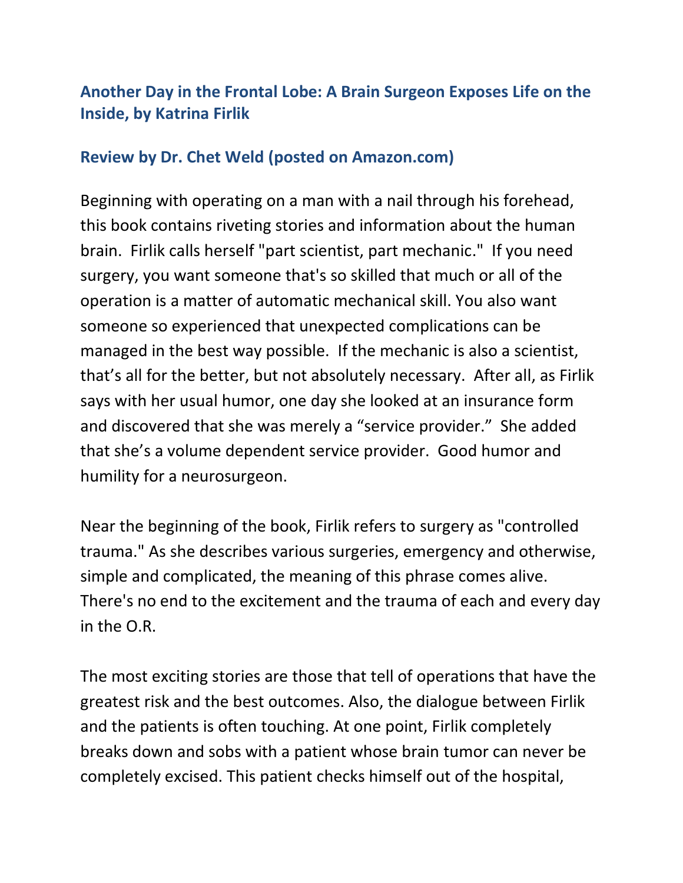### Another Day in the Frontal Lobe: A Brain Surgeon Exposes Life on the Inside, by Katrina Firlik

### Review by Dr. Chet Weld (posted on Amazon.com)

Beginning with operating on a man with a nail through his forehead, this book contains riveting stories and information about the human brain. Firlik calls herself "part scientist, part mechanic." If you need surgery, you want someone that's so skilled that much or all of the operation is a matter of automatic mechanical skill. You also want someone so experienced that unexpected complications can be managed in the best way possible. If the mechanic is also a scientist, that's all for the better, but not absolutely necessary. After all, as Firlik says with her usual humor, one day she looked at an insurance form and discovered that she was merely a "service provider." She added that she's a volume dependent service provider. Good humor and humility for a neurosurgeon.

Near the beginning of the book, Firlik refers to surgery as "controlled trauma." As she describes various surgeries, emergency and otherwise, simple and complicated, the meaning of this phrase comes alive. There's no end to the excitement and the trauma of each and every day in the O.R.

The most exciting stories are those that tell of operations that have the greatest risk and the best outcomes. Also, the dialogue between Firlik and the patients is often touching. At one point, Firlik completely breaks down and sobs with a patient whose brain tumor can never be completely excised. This patient checks himself out of the hospital,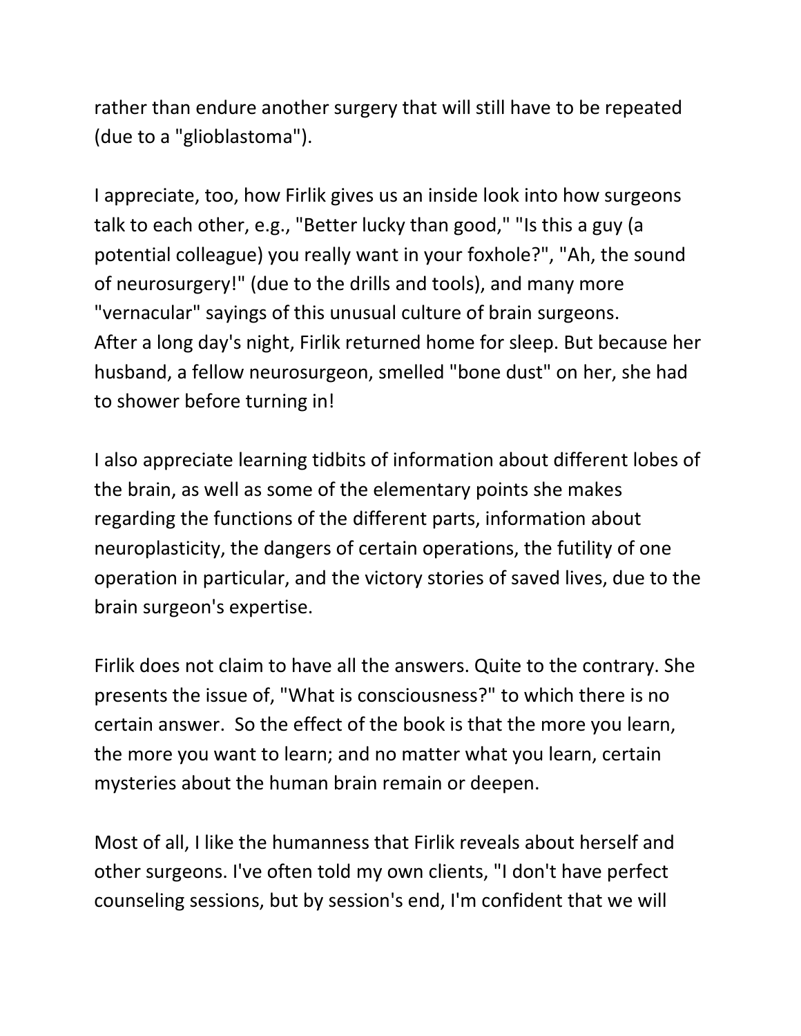rather than endure another surgery that will still have to be repeated (due to a "glioblastoma").

I appreciate, too, how Firlik gives us an inside look into how surgeons talk to each other, e.g., "Better lucky than good," "Is this a guy (a potential colleague) you really want in your foxhole?", "Ah, the sound of neurosurgery!" (due to the drills and tools), and many more "vernacular" sayings of this unusual culture of brain surgeons.
After a long day's night, Firlik returned home for sleep. But because her husband, a fellow neurosurgeon, smelled "bone dust" on her, she had to shower before turning in!

I also appreciate learning tidbits of information about different lobes of the brain, as well as some of the elementary points she makes regarding the functions of the different parts, information about neuroplasticity, the dangers of certain operations, the futility of one operation in particular, and the victory stories of saved lives, due to the brain surgeon's expertise.

Firlik does not claim to have all the answers. Quite to the contrary. She presents the issue of, "What is consciousness?" to which there is no certain answer. So the effect of the book is that the more you learn, the more you want to learn; and no matter what you learn, certain mysteries about the human brain remain or deepen.

Most of all, I like the humanness that Firlik reveals about herself and other surgeons. I've often told my own clients, "I don't have perfect counseling sessions, but by session's end, I'm confident that we will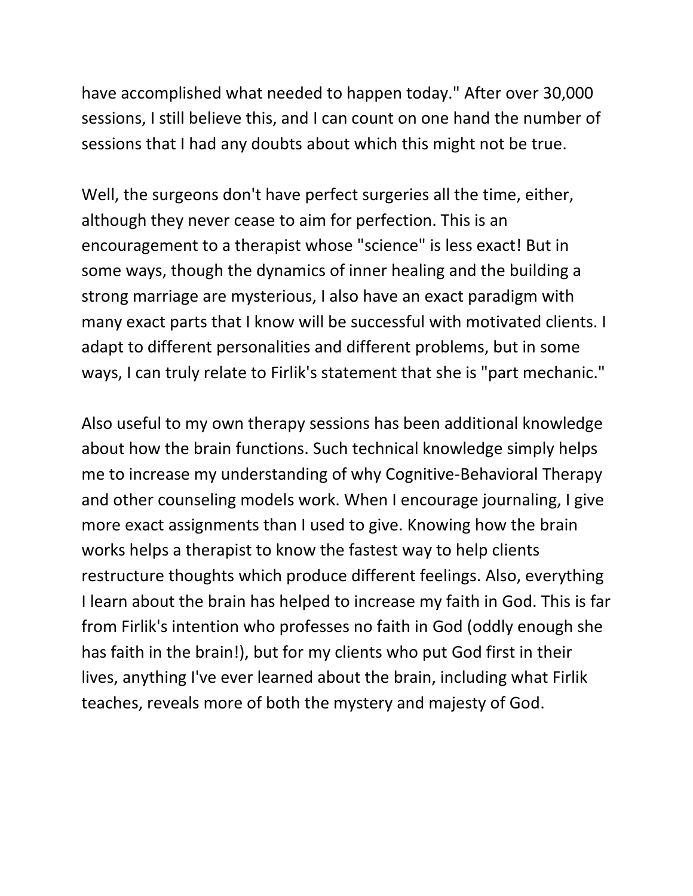have accomplished what needed to happen today." After over 30,000 sessions, I still believe this, and I can count on one hand the number of sessions that I had any doubts about which this might not be true.

Well, the surgeons don't have perfect surgeries all the time, either, although they never cease to aim for perfection. This is an encouragement to a therapist whose "science" is less exact! But in some ways, though the dynamics of inner healing and the building a strong marriage are mysterious, I also have an exact paradigm with many exact parts that I know will be successful with motivated clients. I adapt to different personalities and different problems, but in some ways, I can truly relate to Firlik's statement that she is "part mechanic."

Also useful to my own therapy sessions has been additional knowledge about how the brain functions. Such technical knowledge simply helps me to increase my understanding of why Cognitive-Behavioral Therapy and other counseling models work. When I encourage journaling, I give more exact assignments than I used to give. Knowing how the brain works helps a therapist to know the fastest way to help clients restructure thoughts which produce different feelings. Also, everything I learn about the brain has helped to increase my faith in God. This is far from Firlik's intention who professes no faith in God (oddly enough she has faith in the brain!), but for my clients who put God first in their lives, anything I've ever learned about the brain, including what Firlik teaches, reveals more of both the mystery and majesty of God.